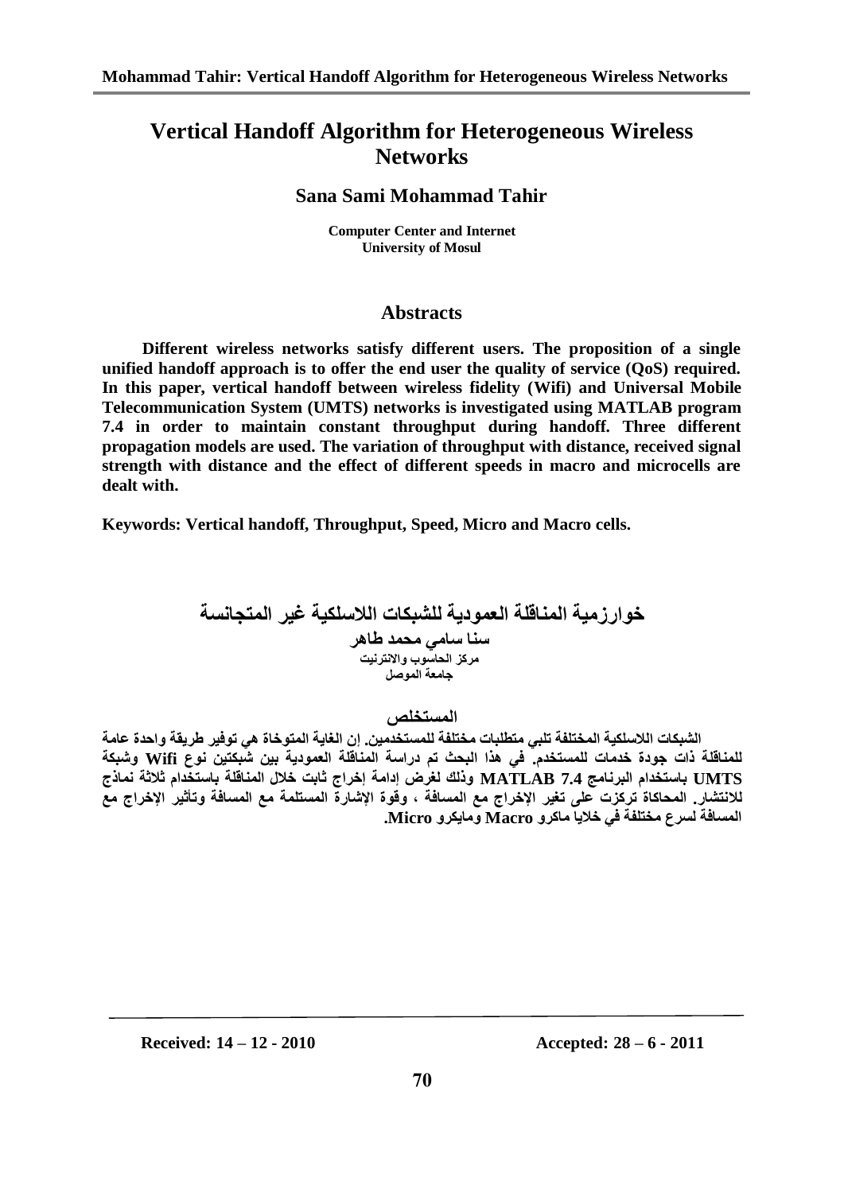# Vertical Handoff Algorithm for Heterogeneous Wireless Networks

**Sana Sami Mohammad Tahir**

**Computer Center and Internet**
**University of Mosul**

## Abstracts

**Different wireless networks satisfy different users. The proposition of a single unified handoff approach is to offer the end user the quality of service (QoS) required. In this paper, vertical handoff between wireless fidelity (Wifi) and Universal Mobile Telecommunication System (UMTS) networks is investigated using MATLAB program 7.4 in order to maintain constant throughput during handoff. Three different propagation models are used. The variation of throughput with distance, received signal strength with distance and the effect of different speeds in macro and microcells are dealt with.**

**Keywords: Vertical handoff, Throughput, Speed, Micro and Macro cells.**

# خوارزمية المناقلة العمودية للشبكات اللاسلكية غير المتجانسة

**سنا سامي محمد طاهر**
**مركز الحاسوب والانترنيت**
**جامعة الموصل**

## المستخلص

**الشبكات اللاسلكية المختلفة تلبي متطلبات مختلفة للمستخدمين. إن الغاية المتوخاة هي توفير طريقة واحدة عامة للمناقلة ذات جودة خدمات للمستخدم. في هذا البحث تم دراسة المناقلة العمودية بين شبكتين نوع Wifi وشبكة UMTS باستخدام البرنامج MATLAB 7.4 وذلك لغرض إدامة إخراج ثابت خلال المناقلة باستخدام ثلاثة نماذج للانتشار. المحاكاة تركزت على تغير الإخراج مع المسافة ، وقوة الإشارة المستلمة مع المسافة وتأثير الإخراج مع المسافة لسرع مختلفة في خلايا ماكرو Macro ومايكرو Micro.**

**Received: 14 – 12 - 2010** **Accepted: 28 – 6 - 2011**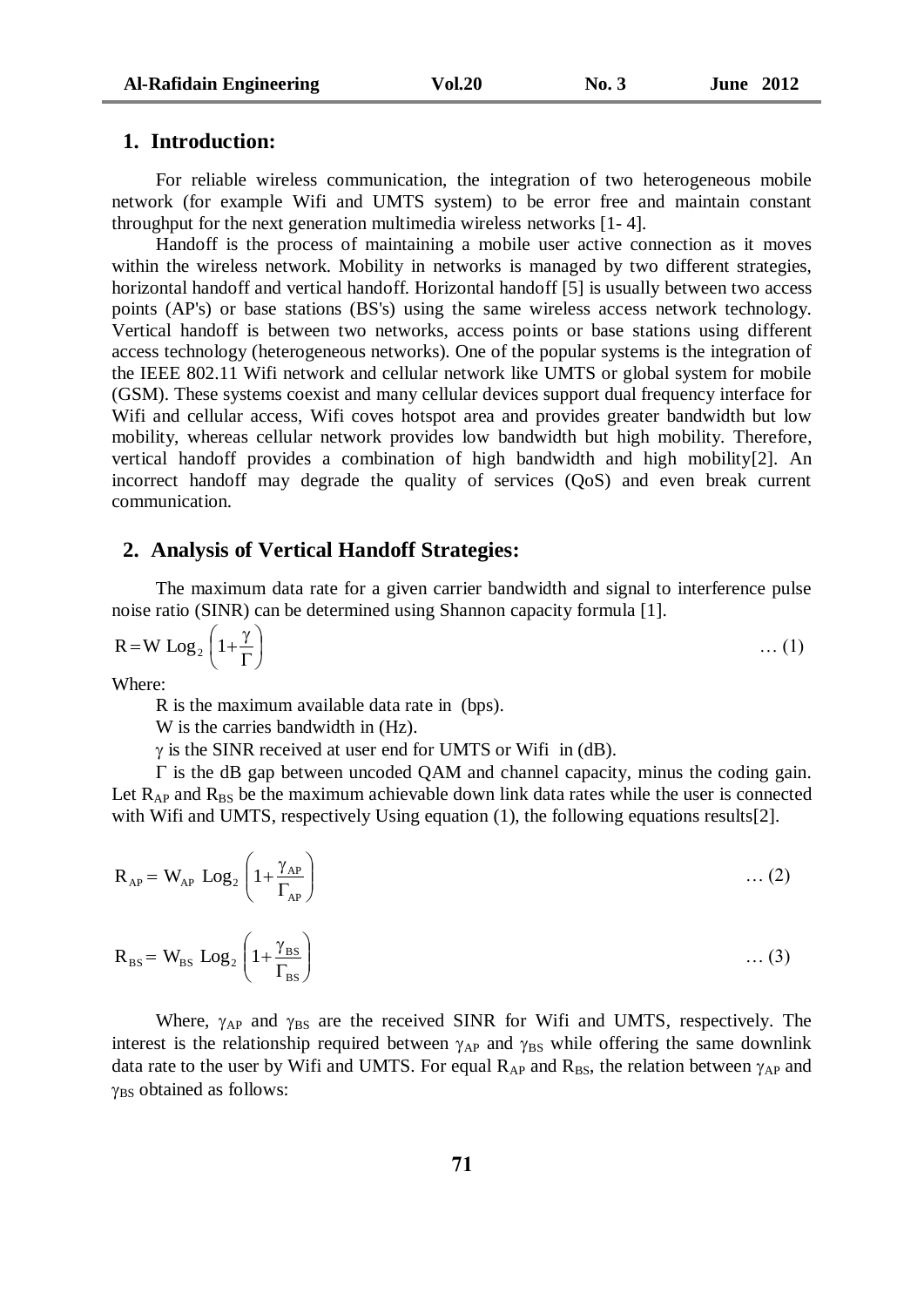## 1. Introduction:

For reliable wireless communication, the integration of two heterogeneous mobile network (for example Wifi and UMTS system) to be error free and maintain constant throughput for the next generation multimedia wireless networks [1- 4].

Handoff is the process of maintaining a mobile user active connection as it moves within the wireless network. Mobility in networks is managed by two different strategies, horizontal handoff and vertical handoff. Horizontal handoff [5] is usually between two access points (AP's) or base stations (BS's) using the same wireless access network technology. Vertical handoff is between two networks, access points or base stations using different access technology (heterogeneous networks). One of the popular systems is the integration of the IEEE 802.11 Wifi network and cellular network like UMTS or global system for mobile (GSM). These systems coexist and many cellular devices support dual frequency interface for Wifi and cellular access, Wifi coves hotspot area and provides greater bandwidth but low mobility, whereas cellular network provides low bandwidth but high mobility. Therefore, vertical handoff provides a combination of high bandwidth and high mobility[2]. An incorrect handoff may degrade the quality of services (QoS) and even break current communication.

## 2. Analysis of Vertical Handoff Strategies:

The maximum data rate for a given carrier bandwidth and signal to interference pulse noise ratio (SINR) can be determined using Shannon capacity formula [1].

$$R = W \ \mathrm{Log}_2 \left(1 + \frac{\gamma}{\Gamma}\right) \qquad \dots (1)$$

Where:

R is the maximum available data rate in (bps).

W is the carries bandwidth in (Hz).

$\gamma$ is the SINR received at user end for UMTS or Wifi in (dB).

$\Gamma$ is the dB gap between uncoded QAM and channel capacity, minus the coding gain. Let $R_{AP}$ and $R_{BS}$ be the maximum achievable down link data rates while the user is connected with Wifi and UMTS, respectively Using equation (1), the following equations results[2].

$$R_{AP} = W_{AP} \ \mathrm{Log}_2 \left(1 + \frac{\gamma_{AP}}{\Gamma_{AP}}\right) \qquad \dots (2)$$

$$R_{BS} = W_{BS} \ \mathrm{Log}_2 \left(1 + \frac{\gamma_{BS}}{\Gamma_{BS}}\right) \qquad \dots (3)$$

Where, $\gamma_{AP}$ and $\gamma_{BS}$ are the received SINR for Wifi and UMTS, respectively. The interest is the relationship required between $\gamma_{AP}$ and $\gamma_{BS}$ while offering the same downlink data rate to the user by Wifi and UMTS. For equal $R_{AP}$ and $R_{BS}$, the relation between $\gamma_{AP}$ and $\gamma_{BS}$ obtained as follows: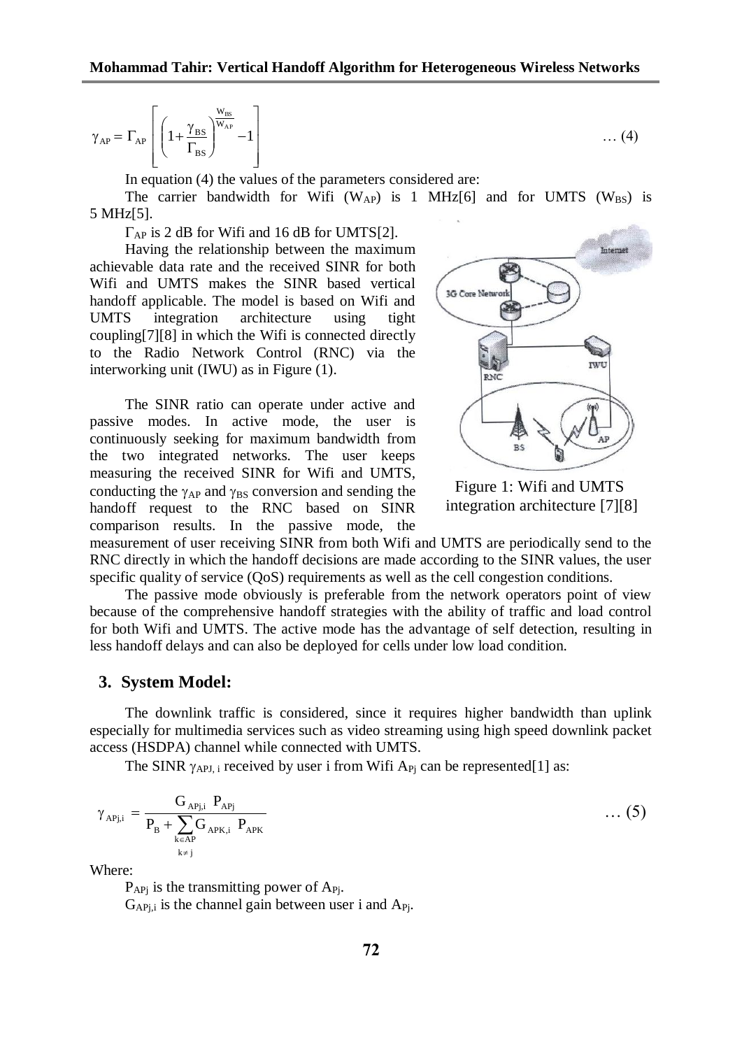$$\gamma_{AP} = \Gamma_{AP} \left[ \left( 1 + \frac{\gamma_{BS}}{\Gamma_{BS}} \right)^{\frac{W_{BS}}{W_{AP}}} - 1 \right] \qquad \dots (4)$$

In equation (4) the values of the parameters considered are:

The carrier bandwidth for Wifi ($W_{AP}$) is 1 MHz[6] and for UMTS ($W_{BS}$) is 5 MHz[5].

$\Gamma_{AP}$ is 2 dB for Wifi and 16 dB for UMTS[2].

Having the relationship between the maximum achievable data rate and the received SINR for both Wifi and UMTS makes the SINR based vertical handoff applicable. The model is based on Wifi and UMTS integration architecture using tight coupling[7][8] in which the Wifi is connected directly to the Radio Network Control (RNC) via the interworking unit (IWU) as in Figure (1).

Figure 1: Wifi and UMTS integration architecture [7][8]

The SINR ratio can operate under active and passive modes. In active mode, the user is continuously seeking for maximum bandwidth from the two integrated networks. The user keeps measuring the received SINR for Wifi and UMTS, conducting the $\gamma_{AP}$ and $\gamma_{BS}$ conversion and sending the handoff request to the RNC based on SINR comparison results. In the passive mode, the measurement of user receiving SINR from both Wifi and UMTS are periodically send to the RNC directly in which the handoff decisions are made according to the SINR values, the user specific quality of service (QoS) requirements as well as the cell congestion conditions.

The passive mode obviously is preferable from the network operators point of view because of the comprehensive handoff strategies with the ability of traffic and load control for both Wifi and UMTS. The active mode has the advantage of self detection, resulting in less handoff delays and can also be deployed for cells under low load condition.

## 3. System Model:

The downlink traffic is considered, since it requires higher bandwidth than uplink especially for multimedia services such as video streaming using high speed downlink packet access (HSDPA) channel while connected with UMTS.

The SINR $\gamma_{APJ,i}$ received by user i from Wifi $A_{Pj}$ can be represented[1] as:

$$\gamma_{APj,i} = \frac{G_{APj,i} \; P_{APj}}{P_B + \sum_{\substack{k \in AP \\ k \neq j}} G_{APK,i} \; P_{APK}} \qquad \dots (5)$$

Where:

$P_{APj}$ is the transmitting power of $A_{Pj}$.

$G_{APj,i}$ is the channel gain between user i and $A_{Pj}$.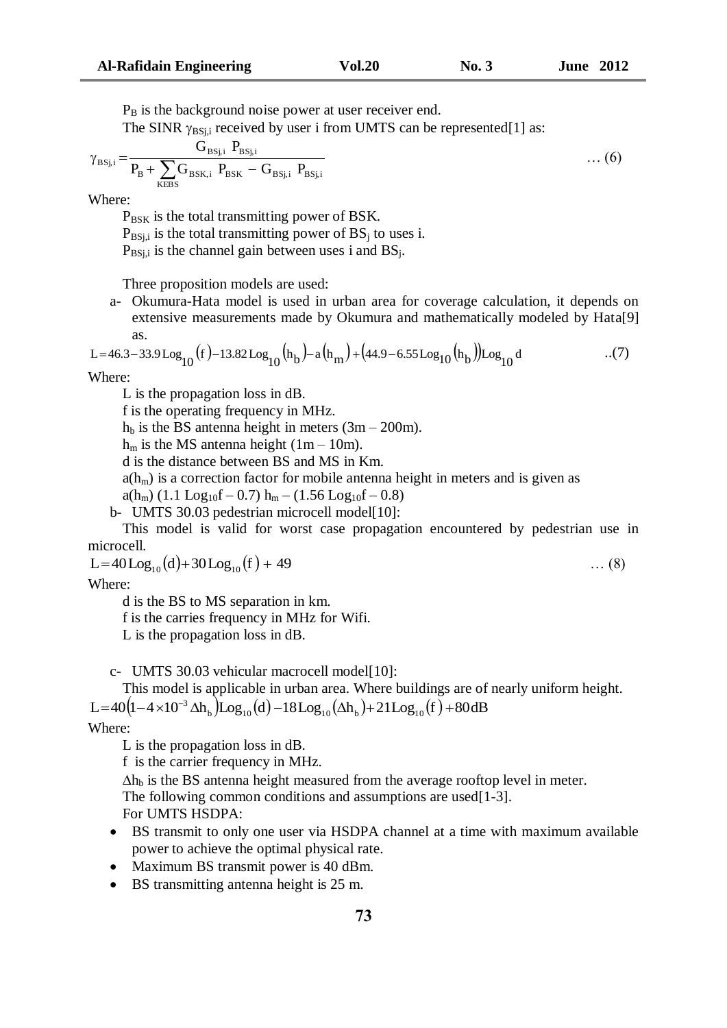$P_B$ is the background noise power at user receiver end.

The SINR $\gamma_{BSj,i}$ received by user i from UMTS can be represented[1] as:

$$\gamma_{BSj,i} = \frac{G_{BSj,i}\ P_{BSj,i}}{P_B + \sum_{KEBS} G_{BSK,i}\ P_{BSK} - G_{BSj,i}\ P_{BSj,i}} \quad \ldots (6)$$

Where:

$P_{BSK}$ is the total transmitting power of BSK.

$P_{BSj,i}$ is the total transmitting power of $BS_j$ to uses i.

$P_{BSj,i}$ is the channel gain between uses i and $BS_j$.

Three proposition models are used:

a- Okumura-Hata model is used in urban area for coverage calculation, it depends on extensive measurements made by Okumura and mathematically modeled by Hata[9] as.

$$L = 46.3 - 33.9\,\mathrm{Log}_{10}(f) - 13.82\,\mathrm{Log}_{10}(h_b) - a(h_m) + (44.9 - 6.55\,\mathrm{Log}_{10}(h_b))\mathrm{Log}_{10}\,d \quad ..(7)$$

Where:

L is the propagation loss in dB.

f is the operating frequency in MHz.

$h_b$ is the BS antenna height in meters (3m – 200m).

$h_m$ is the MS antenna height (1m – 10m).

d is the distance between BS and MS in Km.

$a(h_m)$ is a correction factor for mobile antenna height in meters and is given as

$a(h_m)$ $(1.1\ \mathrm{Log}_{10}f - 0.7)\ h_m - (1.56\ \mathrm{Log}_{10}f - 0.8)$

b- UMTS 30.03 pedestrian microcell model[10]:

This model is valid for worst case propagation encountered by pedestrian use in microcell.

$$L = 40\,\mathrm{Log}_{10}(d) + 30\,\mathrm{Log}_{10}(f) + 49 \quad \ldots (8)$$

Where:

d is the BS to MS separation in km.

f is the carries frequency in MHz for Wifi.

L is the propagation loss in dB.

c- UMTS 30.03 vehicular macrocell model[10]:

This model is applicable in urban area. Where buildings are of nearly uniform height.

$$L = 40(1 - 4\times10^{-3}\,\Delta h_b)\mathrm{Log}_{10}(d) - 18\,\mathrm{Log}_{10}(\Delta h_b) + 21\,\mathrm{Log}_{10}(f) + 80\mathrm{dB}$$

Where:

L is the propagation loss in dB.

f is the carrier frequency in MHz.

$\Delta h_b$ is the BS antenna height measured from the average rooftop level in meter.

The following common conditions and assumptions are used[1-3].

For UMTS HSDPA:

- BS transmit to only one user via HSDPA channel at a time with maximum available power to achieve the optimal physical rate.
- Maximum BS transmit power is 40 dBm.
- BS transmitting antenna height is 25 m.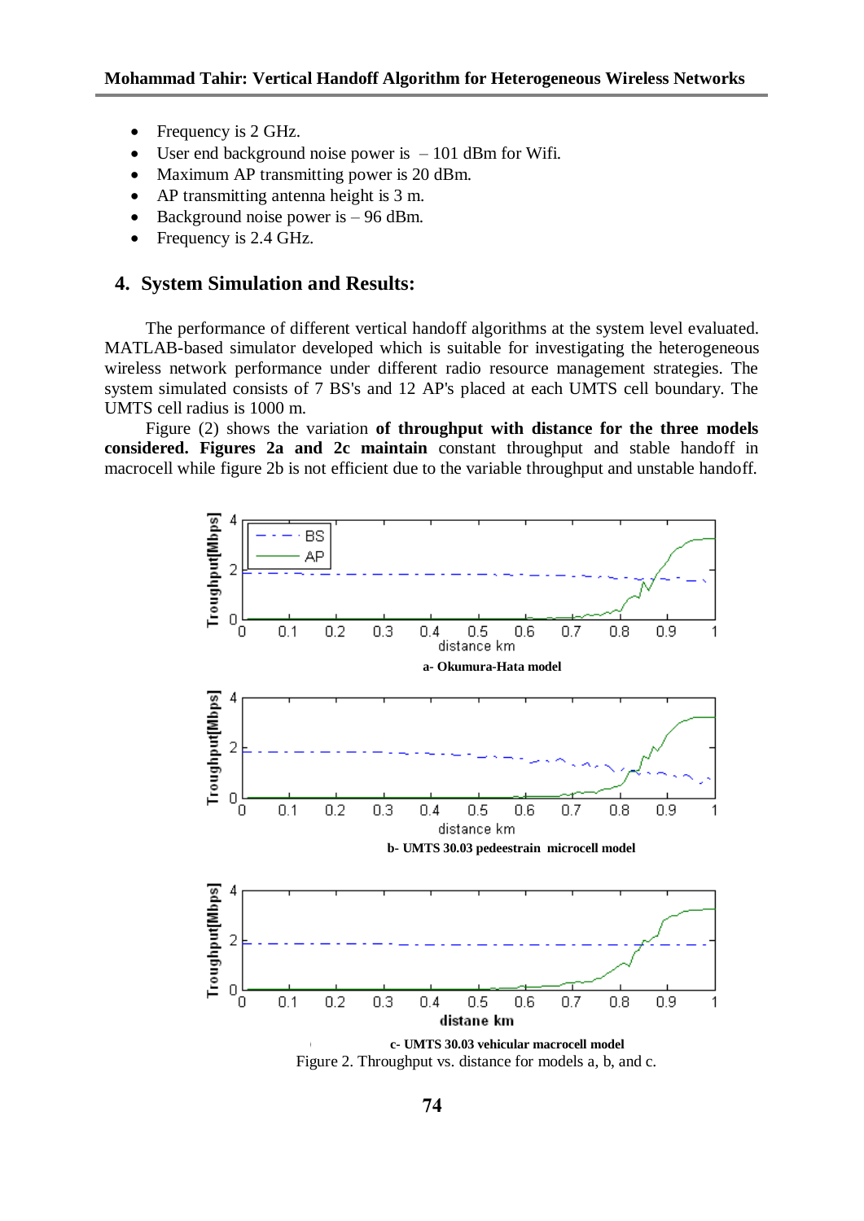- Frequency is 2 GHz.
- User end background noise power is – 101 dBm for Wifi.
- Maximum AP transmitting power is 20 dBm.
- AP transmitting antenna height is 3 m.
- Background noise power is – 96 dBm.
- Frequency is 2.4 GHz.

## 4. System Simulation and Results:

The performance of different vertical handoff algorithms at the system level evaluated. MATLAB-based simulator developed which is suitable for investigating the heterogeneous wireless network performance under different radio resource management strategies. The system simulated consists of 7 BS's and 12 AP's placed at each UMTS cell boundary. The UMTS cell radius is 1000 m.

Figure (2) shows the variation **of throughput with distance for the three models considered. Figures 2a and 2c maintain** constant throughput and stable handoff in macrocell while figure 2b is not efficient due to the variable throughput and unstable handoff.

a- Okumura-Hata model

b- UMTS 30.03 pedeestrain microcell model

c- UMTS 30.03 vehicular macrocell model

Figure 2. Throughput vs. distance for models a, b, and c.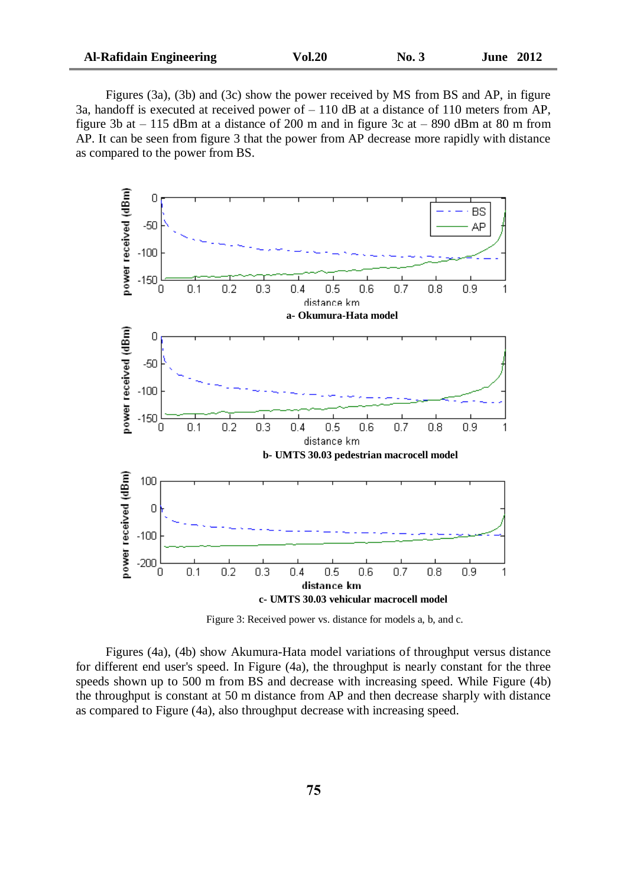Figures (3a), (3b) and (3c) show the power received by MS from BS and AP, in figure 3a, handoff is executed at received power of – 110 dB at a distance of 110 meters from AP, figure 3b at – 115 dBm at a distance of 200 m and in figure 3c at – 890 dBm at 80 m from AP. It can be seen from figure 3 that the power from AP decrease more rapidly with distance as compared to the power from BS.

a- Okumura-Hata model

b- UMTS 30.03 pedestrian macrocell model

c- UMTS 30.03 vehicular macrocell model

Figure 3: Received power vs. distance for models a, b, and c.

Figures (4a), (4b) show Akumura-Hata model variations of throughput versus distance for different end user's speed. In Figure (4a), the throughput is nearly constant for the three speeds shown up to 500 m from BS and decrease with increasing speed. While Figure (4b) the throughput is constant at 50 m distance from AP and then decrease sharply with distance as compared to Figure (4a), also throughput decrease with increasing speed.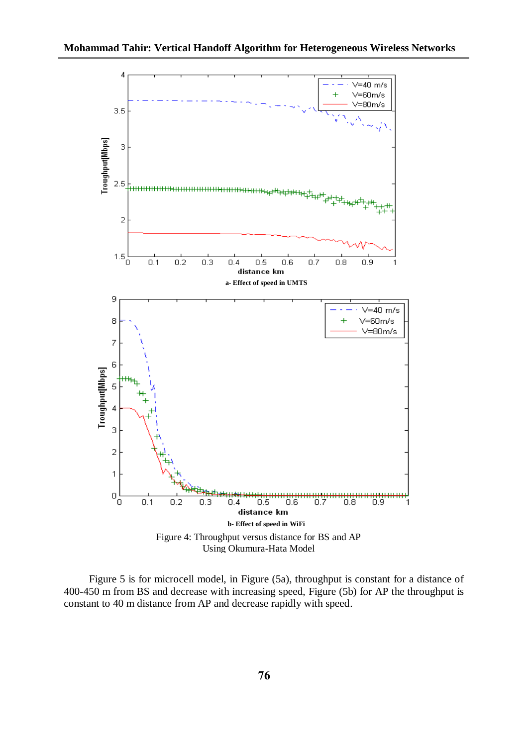a- Effect of speed in UMTS

b- Effect of speed in WiFi

Figure 4: Throughput versus distance for BS and AP Using Okumura-Hata Model

Figure 5 is for microcell model, in Figure (5a), throughput is constant for a distance of 400-450 m from BS and decrease with increasing speed, Figure (5b) for AP the throughput is constant to 40 m distance from AP and decrease rapidly with speed.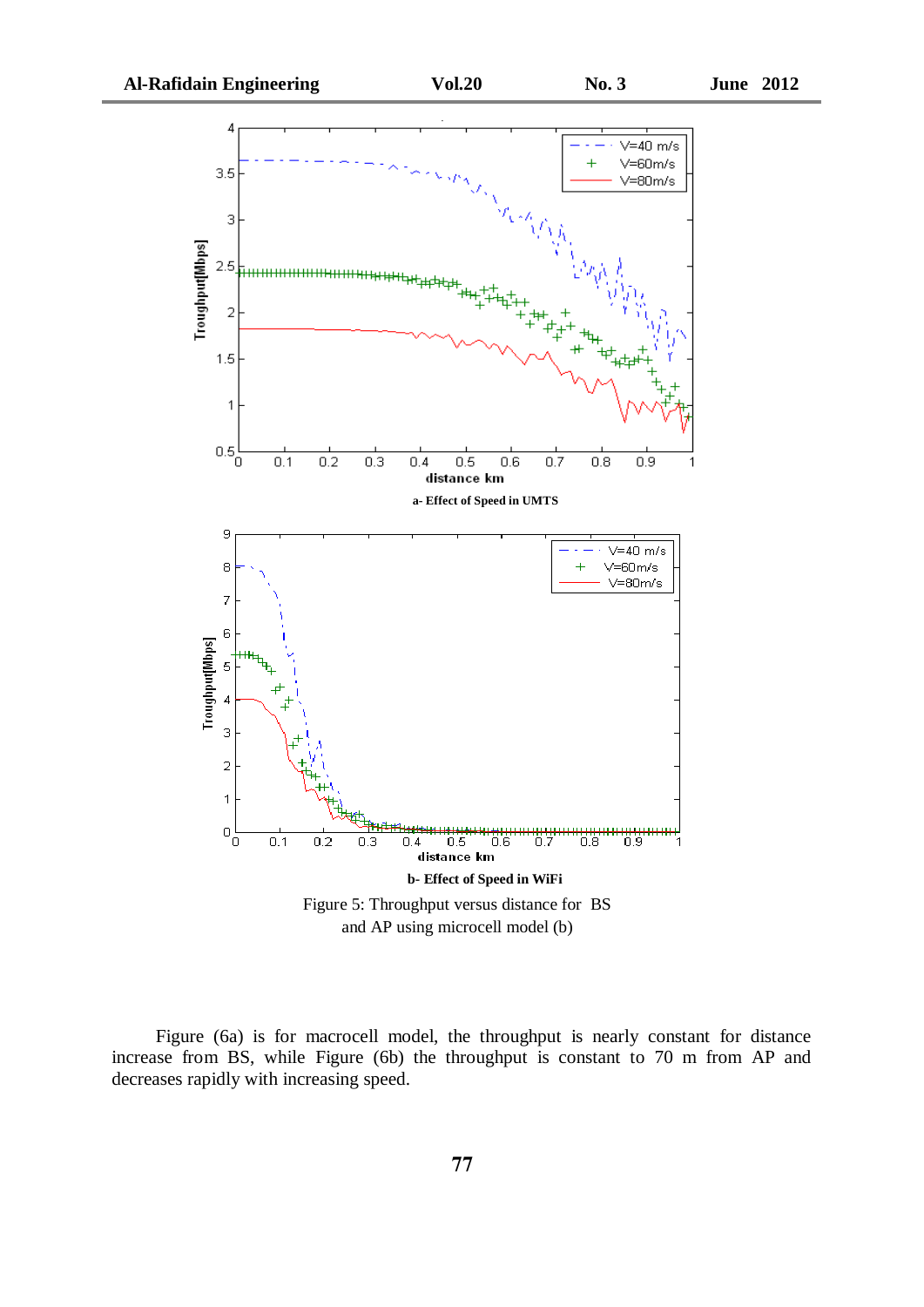a- Effect of Speed in UMTS

b- Effect of Speed in WiFi

Figure 5: Throughput versus distance for BS and AP using microcell model (b)

Figure (6a) is for macrocell model, the throughput is nearly constant for distance increase from BS, while Figure (6b) the throughput is constant to 70 m from AP and decreases rapidly with increasing speed.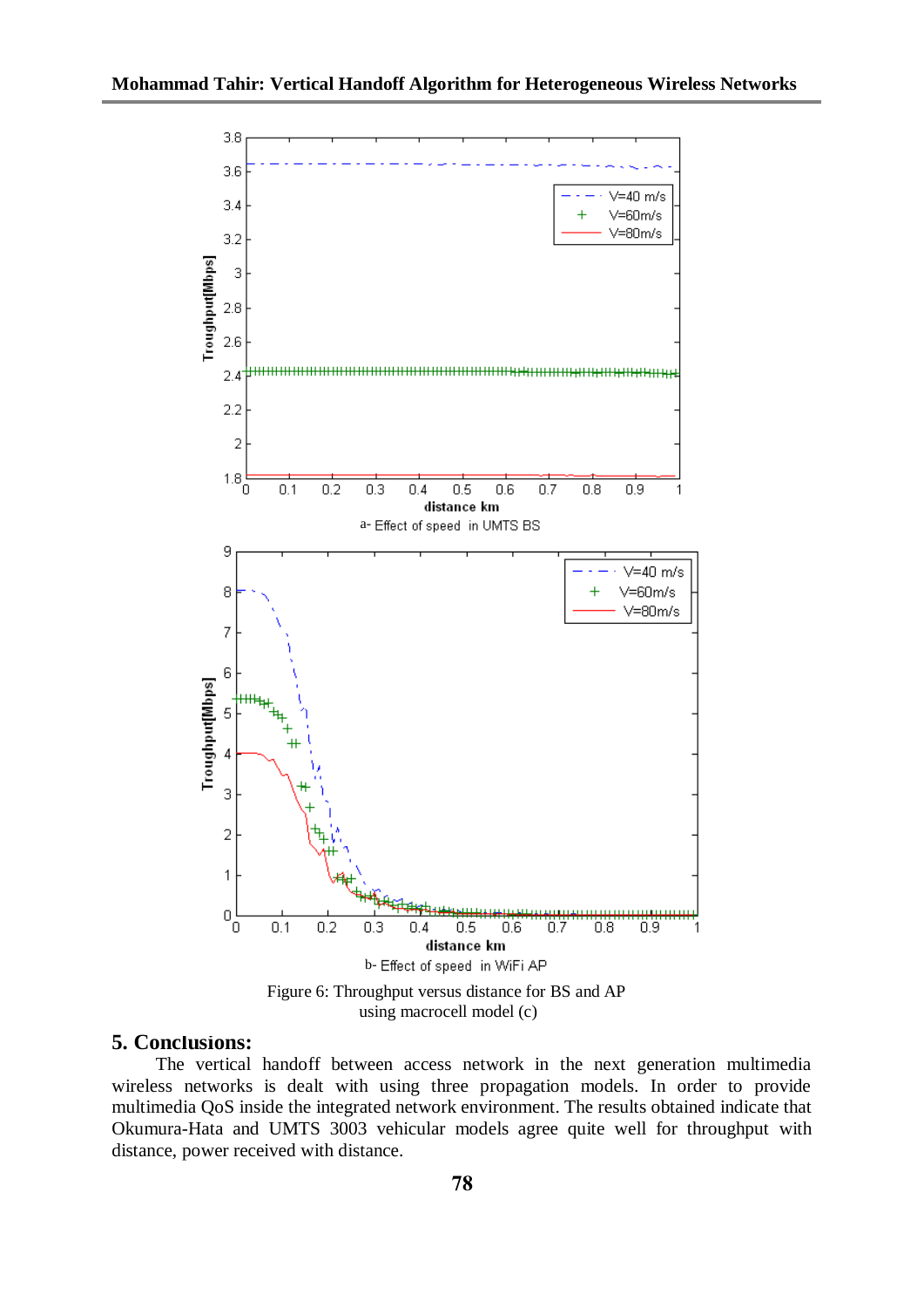Figure 6: Throughput versus distance for BS and AP using macrocell model (c)

## 5. Conclusions:

The vertical handoff between access network in the next generation multimedia wireless networks is dealt with using three propagation models. In order to provide multimedia QoS inside the integrated network environment. The results obtained indicate that Okumura-Hata and UMTS 3003 vehicular models agree quite well for throughput with distance, power received with distance.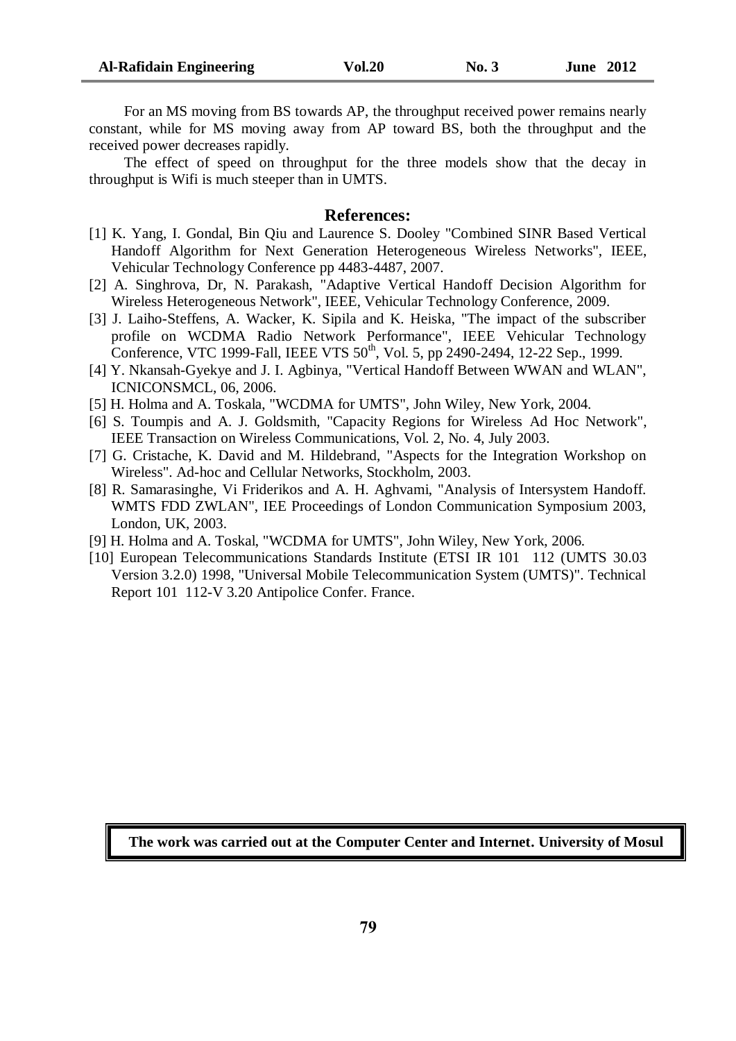For an MS moving from BS towards AP, the throughput received power remains nearly constant, while for MS moving away from AP toward BS, both the throughput and the received power decreases rapidly.

The effect of speed on throughput for the three models show that the decay in throughput is Wifi is much steeper than in UMTS.

## References:

[1] K. Yang, I. Gondal, Bin Qiu and Laurence S. Dooley "Combined SINR Based Vertical Handoff Algorithm for Next Generation Heterogeneous Wireless Networks", IEEE, Vehicular Technology Conference pp 4483-4487, 2007.

[2] A. Singhrova, Dr, N. Parakash, "Adaptive Vertical Handoff Decision Algorithm for Wireless Heterogeneous Network", IEEE, Vehicular Technology Conference, 2009.

[3] J. Laiho-Steffens, A. Wacker, K. Sipila and K. Heiska, "The impact of the subscriber profile on WCDMA Radio Network Performance", IEEE Vehicular Technology Conference, VTC 1999-Fall, IEEE VTS 50th, Vol. 5, pp 2490-2494, 12-22 Sep., 1999.

[4] Y. Nkansah-Gyekye and J. I. Agbinya, "Vertical Handoff Between WWAN and WLAN", ICNICONSMCL, 06, 2006.

[5] H. Holma and A. Toskala, "WCDMA for UMTS", John Wiley, New York, 2004.

[6] S. Toumpis and A. J. Goldsmith, "Capacity Regions for Wireless Ad Hoc Network", IEEE Transaction on Wireless Communications, Vol. 2, No. 4, July 2003.

[7] G. Cristache, K. David and M. Hildebrand, "Aspects for the Integration Workshop on Wireless". Ad-hoc and Cellular Networks, Stockholm, 2003.

[8] R. Samarasinghe, Vi Friderikos and A. H. Aghvami, "Analysis of Intersystem Handoff. WMTS FDD ZWLAN", IEE Proceedings of London Communication Symposium 2003, London, UK, 2003.

[9] H. Holma and A. Toskal, "WCDMA for UMTS", John Wiley, New York, 2006.

[10] European Telecommunications Standards Institute (ETSI IR 101 112 (UMTS 30.03 Version 3.2.0) 1998, "Universal Mobile Telecommunication System (UMTS)". Technical Report 101 112-V 3.20 Antipolice Confer. France.

**The work was carried out at the Computer Center and Internet. University of Mosul**